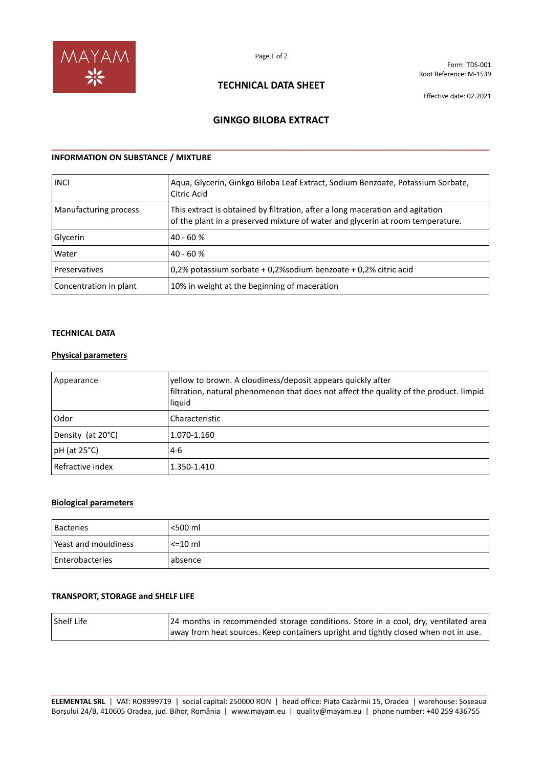Form: TDS-001
Root Reference: M-1539

## TECHNICAL DATA SHEET

Effective date: 02.2021

# GINKGO BILOBA EXTRACT

### INFORMATION ON SUBSTANCE / MIXTURE

| | |
|---|---|
| INCI | Aqua, Glycerin, Ginkgo Biloba Leaf Extract, Sodium Benzoate, Potassium Sorbate, Citric Acid |
| Manufacturing process | This extract is obtained by filtration, after a long maceration and agitation of the plant in a preserved mixture of water and glycerin at room temperature. |
| Glycerin | 40 - 60 % |
| Water | 40 - 60 % |
| Preservatives | 0,2% potassium sorbate + 0,2%sodium benzoate + 0,2% citric acid |
| Concentration in plant | 10% in weight at the beginning of maceration |

### TECHNICAL DATA

**Physical parameters**

| | |
|---|---|
| Appearance | yellow to brown. A cloudiness/deposit appears quickly after filtration, natural phenomenon that does not affect the quality of the product. limpid liquid |
| Odor | Characteristic |
| Density (at 20°C) | 1.070-1.160 |
| pH (at 25°C) | 4-6 |
| Refractive index | 1.350-1.410 |

**Biological parameters**

| | |
|---|---|
| Bacteries | <500 ml |
| Yeast and mouldiness | <=10 ml |
| Enterobacteries | absence |

### TRANSPORT, STORAGE and SHELF LIFE

| | |
|---|---|
| Shelf Life | 24 months in recommended storage conditions. Store in a cool, dry, ventilated area away from heat sources. Keep containers upright and tightly closed when not in use. |

**ELEMENTAL SRL** | VAT: RO8999719 | social capital: 250000 RON | head office: Piața Cazărmii 15, Oradea | warehouse: Șoseaua Borșului 24/B, 410605 Oradea, jud. Bihor, România | www.mayam.eu | quality@mayam.eu | phone number: +40 259 436755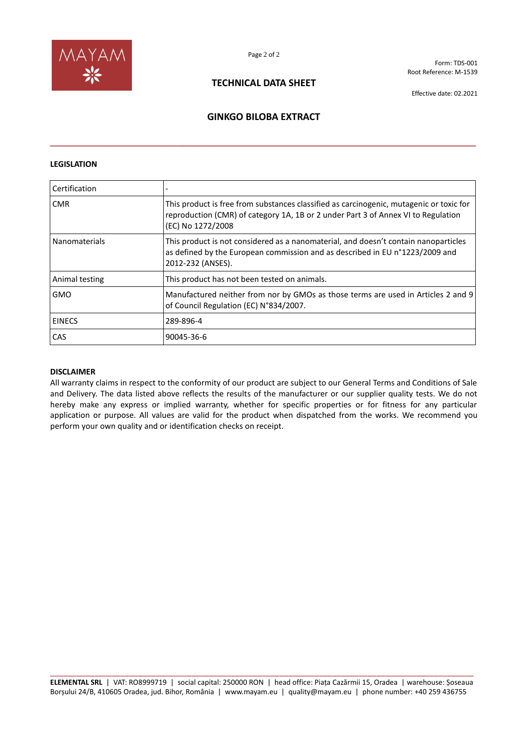# TECHNICAL DATA SHEET

Form: TDS-001
Root Reference: M-1539

Effective date: 02.2021

## GINKGO BILOBA EXTRACT

### LEGISLATION

| | |
|---|---|
| Certification | - |
| CMR | This product is free from substances classified as carcinogenic, mutagenic or toxic for reproduction (CMR) of category 1A, 1B or 2 under Part 3 of Annex VI to Regulation (EC) No 1272/2008 |
| Nanomaterials | This product is not considered as a nanomaterial, and doesn't contain nanoparticles as defined by the European commission and as described in EU n°1223/2009 and 2012-232 (ANSES). |
| Animal testing | This product has not been tested on animals. |
| GMO | Manufactured neither from nor by GMOs as those terms are used in Articles 2 and 9 of Council Regulation (EC) N°834/2007. |
| EINECS | 289-896-4 |
| CAS | 90045-36-6 |

### DISCLAIMER

All warranty claims in respect to the conformity of our product are subject to our General Terms and Conditions of Sale and Delivery. The data listed above reflects the results of the manufacturer or our supplier quality tests. We do not hereby make any express or implied warranty, whether for specific properties or for fitness for any particular application or purpose. All values are valid for the product when dispatched from the works. We recommend you perform your own quality and or identification checks on receipt.

**ELEMENTAL SRL** | VAT: RO8999719 | social capital: 250000 RON | head office: Piața Cazărmii 15, Oradea | warehouse: Șoseaua Borșului 24/B, 410605 Oradea, jud. Bihor, România | www.mayam.eu | quality@mayam.eu | phone number: +40 259 436755